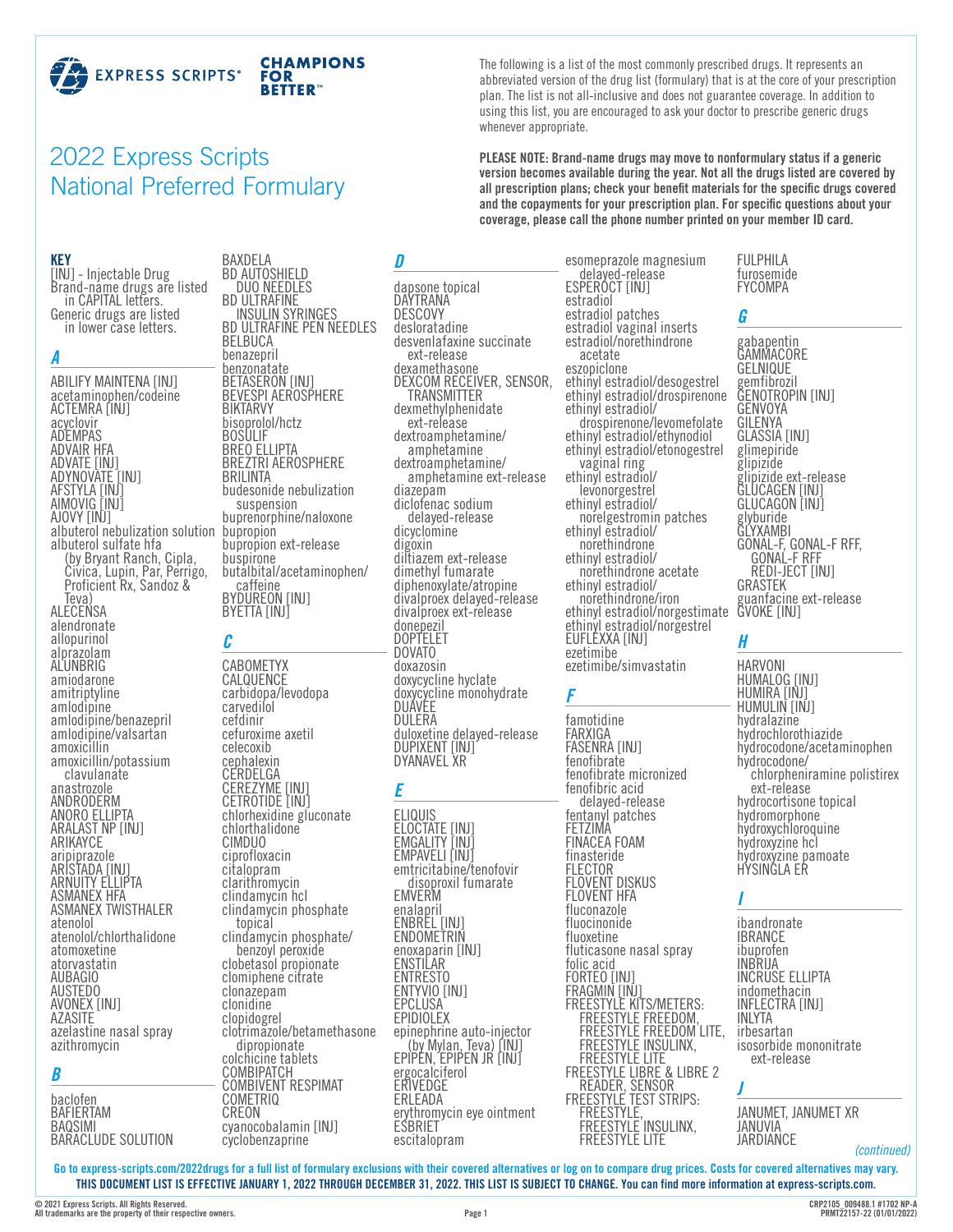EXPRESS SCRIPTS® CHAMPIONS FOR BETTER™

# 2022 Express Scripts National Preferred Formulary

The following is a list of the most commonly prescribed drugs. It represents an abbreviated version of the drug list (formulary) that is at the core of your prescription plan. The list is not all-inclusive and does not guarantee coverage. In addition to using this list, you are encouraged to ask your doctor to prescribe generic drugs whenever appropriate.

**PLEASE NOTE: Brand-name drugs may move to nonformulary status if a generic version becomes available during the year. Not all the drugs listed are covered by all prescription plans; check your benefit materials for the specific drugs covered and the copayments for your prescription plan. For specific questions about your coverage, please call the phone number printed on your member ID card.**

**KEY**

[INJ] - Injectable Drug
Brand-name drugs are listed in CAPITAL letters.
Generic drugs are listed in lower case letters.

## A

ABILIFY MAINTENA [INJ]
acetaminophen/codeine
ACTEMRA [INJ]
acyclovir
ADEMPAS
ADVAIR HFA
ADVATE [INJ]
ADYNOVATE [INJ]
AFSTYLA [INJ]
AIMOVIG [INJ]
AJOVY [INJ]
albuterol nebulization solution
albuterol sulfate hfa (by Bryant Ranch, Cipla, Civica, Lupin, Par, Perrigo, Proficient Rx, Sandoz & Teva)
ALECENSA
alendronate
allopurinol
alprazolam
ALUNBRIG
amiodarone
amitriptyline
amlodipine
amlodipine/benazepril
amlodipine/valsartan
amoxicillin
amoxicillin/potassium clavulanate
anastrozole
ANDRODERM
ANORO ELLIPTA
ARALAST NP [INJ]
ARIKAYCE
aripiprazole
ARISTADA [INJ]
ARNUITY ELLIPTA
ASMANEX HFA
ASMANEX TWISTHALER
atenolol
atenolol/chlorthalidone
atomoxetine
atorvastatin
AUBAGIO
AUSTEDO
AVONEX [INJ]
AZASITE
azelastine nasal spray
azithromycin

## B

baclofen
BAFIERTAM
BAQSIMI
BARACLUDE SOLUTION
BAXDELA
BD AUTOSHIELD DUO NEEDLES
BD ULTRAFINE INSULIN SYRINGES
BD ULTRAFINE PEN NEEDLES
BELBUCA
benazepril
benzonatate
BETASERON [INJ]
BEVESPI AEROSPHERE
BIKTARVY
bisoprolol/hctz
BOSULIF
BREO ELLIPTA
BREZTRI AEROSPHERE
BRILINTA
budesonide nebulization suspension
buprenorphine/naloxone
bupropion
bupropion ext-release
buspirone
butalbital/acetaminophen/caffeine
BYDUREON [INJ]
BYETTA [INJ]

## C

CABOMETYX
CALQUENCE
carbidopa/levodopa
carvedilol
cefdinir
cefuroxime axetil
celecoxib
cephalexin
CERDELGA
CEREZYME [INJ]
CETROTIDE [INJ]
chlorhexidine gluconate
chlorthalidone
CIMDUO
ciprofloxacin
citalopram
clarithromycin
clindamycin hcl
clindamycin phosphate topical
clindamycin phosphate/benzoyl peroxide
clobetasol propionate
clomiphene citrate
clonazepam
clonidine
clopidogrel
clotrimazole/betamethasone dipropionate
colchicine tablets
COMBIPATCH
COMBIVENT RESPIMAT
COMETRIQ
CREON
cyanocobalamin [INJ]
cyclobenzaprine

## D

dapsone topical
DAYTRANA
DESCOVY
desloratadine
desvenlafaxine succinate ext-release
dexamethasone
DEXCOM RECEIVER, SENSOR, TRANSMITTER
dexmethylphenidate ext-release
dextroamphetamine/amphetamine
dextroamphetamine/amphetamine ext-release
diazepam
diclofenac sodium delayed-release
dicyclomine
digoxin
diltiazem ext-release
dimethyl fumarate
diphenoxylate/atropine
divalproex delayed-release
divalproex ext-release
donepezil
DOPTELET
DOVATO
doxazosin
doxycycline hyclate
doxycycline monohydrate
DUAVEE
DULERA
duloxetine delayed-release
DUPIXENT [INJ]
DYANAVEL XR

## E

ELIQUIS
ELOCTATE [INJ]
EMGALITY [INJ]
EMPAVELI [INJ]
emtricitabine/tenofovir disoproxil fumarate
EMVERM
enalapril
ENBREL [INJ]
ENDOMETRIN
enoxaparin [INJ]
ENSTILAR
ENTRESTO
ENTYVIO [INJ]
EPCLUSA
EPIDIOLEX
epinephrine auto-injector (by Mylan, Teva) [INJ]
EPIPEN, EPIPEN JR [INJ]
ergocalciferol
ERIVEDGE
ERLEADA
erythromycin eye ointment
ESBRIET
escitalopram
esomeprazole magnesium delayed-release
ESPEROCT [INJ]
estradiol
estradiol patches
estradiol vaginal inserts
estradiol/norethindrone acetate
eszopiclone
ethinyl estradiol/desogestrel
ethinyl estradiol/drospirenone
ethinyl estradiol/drospirenone/levomefolate
ethinyl estradiol/ethynodiol
ethinyl estradiol/etonogestrel vaginal ring
ethinyl estradiol/levonorgestrel
ethinyl estradiol/norelgestromin patches
ethinyl estradiol/norethindrone
ethinyl estradiol/norethindrone acetate
ethinyl estradiol/norethindrone/iron
ethinyl estradiol/norgestimate
ethinyl estradiol/norgestrel
EUFLEXXA [INJ]
ezetimibe
ezetimibe/simvastatin

## F

famotidine
FARXIGA
FASENRA [INJ]
fenofibrate
fenofibrate micronized
fenofibric acid delayed-release
fentanyl patches
FETZIMA
FINACEA FOAM
finasteride
FLECTOR
FLOVENT DISKUS
FLOVENT HFA
fluconazole
fluocinonide
fluoxetine
fluticasone nasal spray
folic acid
FORTEO [INJ]
FRAGMIN [INJ]
FREESTYLE KITS/METERS: FREESTYLE FREEDOM, FREESTYLE FREEDOM LITE, FREESTYLE INSULINX, FREESTYLE LITE
FREESTYLE LIBRE & LIBRE 2 READER, SENSOR
FREESTYLE TEST STRIPS: FREESTYLE, FREESTYLE INSULINX, FREESTYLE LITE
FULPHILA
furosemide
FYCOMPA

## G

gabapentin
GAMMACORE
GELNIQUE
gemfibrozil
GENOTROPIN [INJ]
GENVOYA
GILENYA
GLASSIA [INJ]
glimepiride
glipizide
glipizide ext-release
GLUCAGEN [INJ]
GLUCAGON [INJ]
glyburide
GLYXAMBI
GONAL-F, GONAL-F RFF, GONAL-F RFF REDI-JECT [INJ]
GRASTEK
guanfacine ext-release
GVOKE [INJ]

## H

HARVONI
HUMALOG [INJ]
HUMIRA [INJ]
HUMULIN [INJ]
hydralazine
hydrochlorothiazide
hydrocodone/acetaminophen
hydrocodone/chlorpheniramine polistirex ext-release
hydrocortisone topical
hydromorphone
hydroxychloroquine
hydroxyzine hcl
hydroxyzine pamoate
HYSINGLA ER

## I

ibandronate
IBRANCE
ibuprofen
INBRIJA
INCRUSE ELLIPTA
indomethacin
INFLECTRA [INJ]
INLYTA
irbesartan
isosorbide mononitrate ext-release

## J

JANUMET, JANUMET XR
JANUVIA
JARDIANCE

*(continued)*

**Go to express-scripts.com/2022drugs for a full list of formulary exclusions with their covered alternatives or log on to compare drug prices. Costs for covered alternatives may vary.**

**THIS DOCUMENT LIST IS EFFECTIVE JANUARY 1, 2022 THROUGH DECEMBER 31, 2022. THIS LIST IS SUBJECT TO CHANGE. You can find more information at express-scripts.com.**

© 2021 Express Scripts. All Rights Reserved.
All trademarks are the property of their respective owners.

CRP2105_009488.1 #1702 NP-A
PRMT22157-22 (01/01/2022)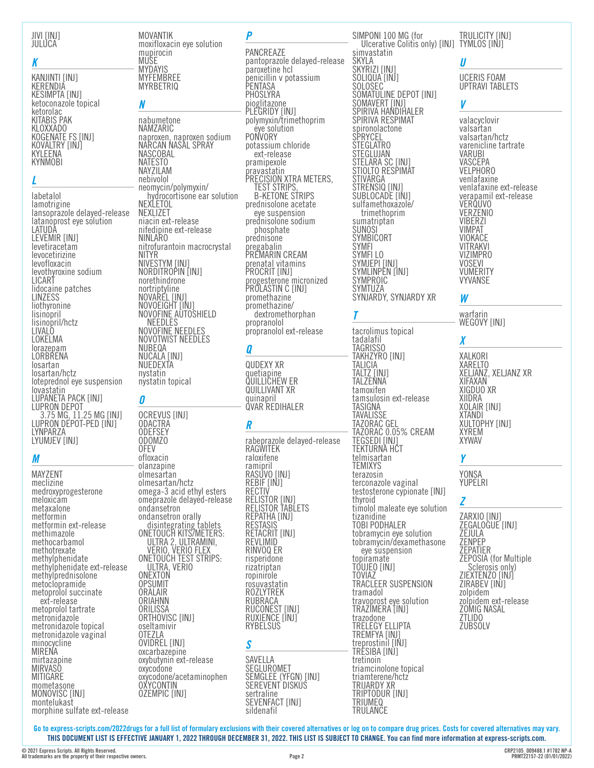JIVI [INJ]
JULUCA

## K

KANJINTI [INJ]
KERENDIA
KESIMPTA [INJ]
ketoconazole topical
ketorolac
KITABIS PAK
KLOXXADO
KOGENATE FS [INJ]
KOVALTRY [INJ]
KYLEENA
KYNMOBI

## L

labetalol
lamotrigine
lansoprazole delayed-release
latanoprost eye solution
LATUDA
LEVEMIR [INJ]
levetiracetam
levocetirizine
levofloxacin
levothyroxine sodium
LICART
lidocaine patches
LINZESS
liothyronine
lisinopril
lisinopril/hctz
LIVALO
LOKELMA
lorazepam
LORBRENA
losartan
losartan/hctz
loteprednol eye suspension
lovastatin
LUPANETA PACK [INJ]
LUPRON DEPOT 3.75 MG, 11.25 MG [INJ]
LUPRON DEPOT-PED [INJ]
LYNPARZA
LYUMJEV [INJ]

## M

MAYZENT
meclizine
medroxyprogesterone
meloxicam
metaxalone
metformin
metformin ext-release
methimazole
methocarbamol
methotrexate
methylphenidate
methylphenidate ext-release
methylprednisolone
metoclopramide
metoprolol succinate ext-release
metoprolol tartrate
metronidazole
metronidazole topical
metronidazole vaginal
minocycline
MIRENA
mirtazapine
MIRVASO
MITIGARE
mometasone
MONOVISC [INJ]
montelukast
morphine sulfate ext-release
MOVANTIK
moxifloxacin eye solution
mupirocin
MUSE
MYDAYIS
MYFEMBREE
MYRBETRIQ

## N

nabumetone
NAMZARIC
naproxen, naproxen sodium
NARCAN NASAL SPRAY
NASCOBAL
NATESTO
NAYZILAM
nebivolol
neomycin/polymyxin/hydrocortisone ear solution
NEXLETOL
NEXLIZET
niacin ext-release
nifedipine ext-release
NINLARO
nitrofurantoin macrocrystal
NITYR
NIVESTYM [INJ]
NORDITROPIN [INJ]
norethindrone
nortriptyline
NOVAREL [INJ]
NOVOEIGHT [INJ]
NOVOFINE AUTOSHIELD NEEDLES
NOVOFINE NEEDLES
NOVOTWIST NEEDLES
NUBEQA
NUCALA [INJ]
NUEDEXTA
nystatin
nystatin topical

## O

OCREVUS [INJ]
ODACTRA
ODEFSEY
ODOMZO
OFEV
ofloxacin
olanzapine
olmesartan
olmesartan/hctz
omega-3 acid ethyl esters
omeprazole delayed-release
ondansetron
ondansetron orally disintegrating tablets
ONETOUCH KITS/METERS: ULTRA 2, ULTRAMINI, VERIO, VERIO FLEX
ONETOUCH TEST STRIPS: ULTRA, VERIO
ONEXTON
OPSUMIT
ORALAIR
ORIAHNN
ORILISSA
ORTHOVISC [INJ]
oseltamivir
OTEZLA
OVIDREL [INJ]
oxcarbazepine
oxybutynin ext-release
oxycodone
oxycodone/acetaminophen
OXYCONTIN
OZEMPIC [INJ]

## P

PANCREAZE
pantoprazole delayed-release
paroxetine hcl
penicillin v potassium
PENTASA
PHOSLYRA
pioglitazone
PLEGRIDY [INJ]
polymyxin/trimethoprim eye solution
PONVORY
potassium chloride ext-release
pramipexole
pravastatin
PRECISION XTRA METERS, TEST STRIPS, B-KETONE STRIPS
prednisolone acetate eye suspension
prednisolone sodium phosphate
prednisone
pregabalin
PREMARIN CREAM
prenatal vitamins
PROCRIT [INJ]
progesterone micronized
PROLASTIN C [INJ]
promethazine
promethazine/dextromethorphan
propranolol
propranolol ext-release

## Q

QUDEXY XR
quetiapine
QUILLICHEW ER
QUILLIVANT XR
quinapril
QVAR REDIHALER

## R

rabeprazole delayed-release
RAGWITEK
raloxifene
ramipril
RASUVO [INJ]
REBIF [INJ]
RECTIV
RELISTOR [INJ]
RELISTOR TABLETS
REPATHA [INJ]
RESTASIS
RETACRIT [INJ]
REVLIMID
RINVOQ ER
risperidone
rizatriptan
ropinirole
rosuvastatin
ROZLYTREK
RUBRACA
RUCONEST [INJ]
RUXIENCE [INJ]
RYBELSUS

## S

SAVELLA
SEGLUROMET
SEMGLEE (YFGN) [INJ]
SEREVENT DISKUS
sertraline
SEVENFACT [INJ]
sildenafil
SIMPONI 100 MG (for Ulcerative Colitis only) [INJ]
simvastatin
SKYLA
SKYRIZI [INJ]
SOLIQUA [INJ]
SOLOSEC
SOMATULINE DEPOT [INJ]
SOMAVERT [INJ]
SPIRIVA HANDIHALER
SPIRIVA RESPIMAT
spironolactone
SPRYCEL
STEGLATRO
STEGLUJAN
STELARA SC [INJ]
STIOLTO RESPIMAT
STIVARGA
STRENSIQ [INJ]
SUBLOCADE [INJ]
sulfamethoxazole/trimethoprim
sumatriptan
SUNOSI
SYMBICORT
SYMFI
SYMFI LO
SYMJEPI [INJ]
SYMLINPEN [INJ]
SYMPROIC
SYMTUZA
SYNJARDY, SYNJARDY XR

## T

tacrolimus topical
tadalafil
TAGRISSO
TAKHZYRO [INJ]
TALICIA
TALTZ [INJ]
TALZENNA
tamoxifen
tamsulosin ext-release
TASIGNA
TAVALISSE
TAZORAC GEL
TAZORAC 0.05% CREAM
TEGSEDI [INJ]
TEKTURNA HCT
telmisartan
TEMIXYS
terazosin
terconazole vaginal
testosterone cypionate [INJ]
thyroid
timolol maleate eye solution
tizanidine
TOBI PODHALER
tobramycin eye solution
tobramycin/dexamethasone eye suspension
topiramate
TOUJEO [INJ]
TOVIAZ
TRACLEER SUSPENSION
tramadol
travoprost eye solution
TRAZIMERA [INJ]
trazodone
TRELEGY ELLIPTA
TREMFYA [INJ]
treprostinil [INJ]
TRESIBA [INJ]
tretinoin
triamcinolone topical
triamterene/hctz
TRIJARDY XR
TRIPTODUR [INJ]
TRIUMEQ
TRULANCE
TRULICITY [INJ]
TYMLOS [INJ]

## U

UCERIS FOAM
UPTRAVI TABLETS

## V

valacyclovir
valsartan
valsartan/hctz
varenicline tartrate
VARUBI
VASCEPA
VELPHORO
venlafaxine
venlafaxine ext-release
verapamil ext-release
VERQUVO
VERZENIO
VIBERZI
VIMPAT
VIOKACE
VITRAKVI
VIZIMPRO
VOSEVI
VUMERITY
VYVANSE

## W

warfarin
WEGOVY [INJ]

## X

XALKORI
XARELTO
XELJANZ, XELJANZ XR
XIFAXAN
XIGDUO XR
XIIDRA
XOLAIR [INJ]
XTANDI
XULTOPHY [INJ]
XYREM
XYWAV

## Y

YONSA
YUPELRI

## Z

ZARXIO [INJ]
ZEGALOGUE [INJ]
ZEJULA
ZENPEP
ZEPATIER
ZEPOSIA (for Multiple Sclerosis only)
ZIEXTENZO [INJ]
ZIRABEV [INJ]
zolpidem
zolpidem ext-release
ZOMIG NASAL
ZTLIDO
ZUBSOLV

**Go to express-scripts.com/2022drugs for a full list of formulary exclusions with their covered alternatives or log on to compare drug prices. Costs for covered alternatives may vary.**
**THIS DOCUMENT LIST IS EFFECTIVE JANUARY 1, 2022 THROUGH DECEMBER 31, 2022. THIS LIST IS SUBJECT TO CHANGE. You can find more information at express-scripts.com.**

© 2021 Express Scripts. All Rights Reserved.
All trademarks are the property of their respective owners.

CRP2105_009488.1 #1702 NP-A
PRMT22157-22 (01/01/2022)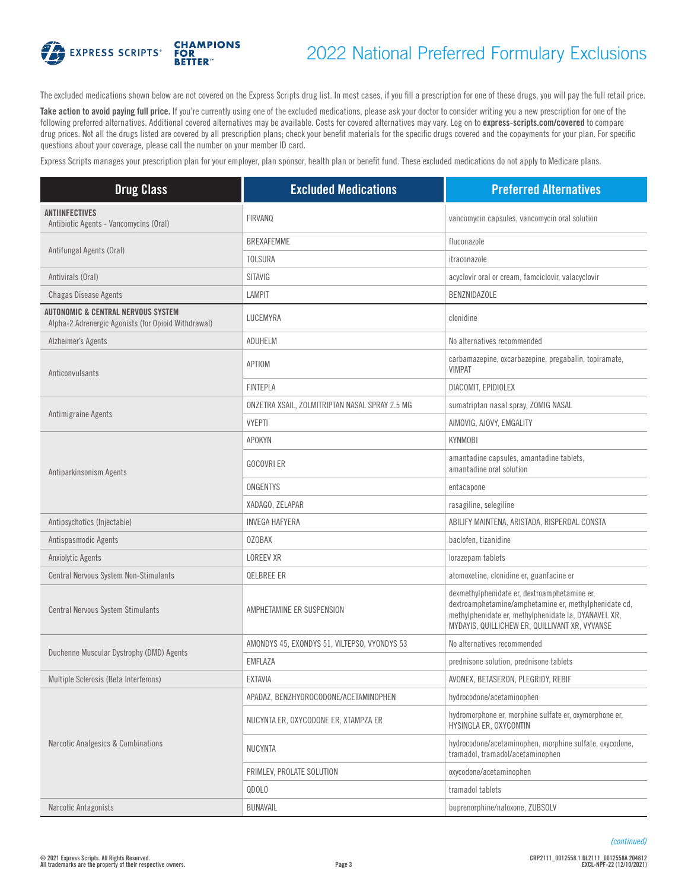# 2022 National Preferred Formulary Exclusions

The excluded medications shown below are not covered on the Express Scripts drug list. In most cases, if you fill a prescription for one of these drugs, you will pay the full retail price.

**Take action to avoid paying full price.** If you're currently using one of the excluded medications, please ask your doctor to consider writing you a new prescription for one of the following preferred alternatives. Additional covered alternatives may be available. Costs for covered alternatives may vary. Log on to **express-scripts.com/covered** to compare drug prices. Not all the drugs listed are covered by all prescription plans; check your benefit materials for the specific drugs covered and the copayments for your plan. For specific questions about your coverage, please call the number on your member ID card.

Express Scripts manages your prescription plan for your employer, plan sponsor, health plan or benefit fund. These excluded medications do not apply to Medicare plans.

| Drug Class | Excluded Medications | Preferred Alternatives |
|---|---|---|
| **ANTIINFECTIVES** Antibiotic Agents - Vancomycins (Oral) | FIRVANQ | vancomycin capsules, vancomycin oral solution |
| Antifungal Agents (Oral) | BREXAFEMME | fluconazole |
| | TOLSURA | itraconazole |
| Antivirals (Oral) | SITAVIG | acyclovir oral or cream, famciclovir, valacyclovir |
| Chagas Disease Agents | LAMPIT | BENZNIDAZOLE |
| **AUTONOMIC & CENTRAL NERVOUS SYSTEM** Alpha-2 Adrenergic Agonists (for Opioid Withdrawal) | LUCEMYRA | clonidine |
| Alzheimer's Agents | ADUHELM | No alternatives recommended |
| Anticonvulsants | APTIOM | carbamazepine, oxcarbazepine, pregabalin, topiramate, VIMPAT |
| | FINTEPLA | DIACOMIT, EPIDIOLEX |
| Antimigraine Agents | ONZETRA XSAIL, ZOLMITRIPTAN NASAL SPRAY 2.5 MG | sumatriptan nasal spray, ZOMIG NASAL |
| | VYEPTI | AIMOVIG, AJOVY, EMGALITY |
| Antiparkinsonism Agents | APOKYN | KYNMOBI |
| | GOCOVRI ER | amantadine capsules, amantadine tablets, amantadine oral solution |
| | ONGENTYS | entacapone |
| | XADAGO, ZELAPAR | rasagiline, selegiline |
| Antipsychotics (Injectable) | INVEGA HAFYERA | ABILIFY MAINTENA, ARISTADA, RISPERDAL CONSTA |
| Antispasmodic Agents | OZOBAX | baclofen, tizanidine |
| Anxiolytic Agents | LOREEV XR | lorazepam tablets |
| Central Nervous System Non-Stimulants | QELBREE ER | atomoxetine, clonidine er, guanfacine er |
| Central Nervous System Stimulants | AMPHETAMINE ER SUSPENSION | dexmethylphenidate er, dextroamphetamine er, dextroamphetamine/amphetamine er, methylphenidate cd, methylphenidate er, methylphenidate la, DYANAVEL XR, MYDAYIS, QUILLICHEW ER, QUILLIVANT XR, VYVANSE |
| Duchenne Muscular Dystrophy (DMD) Agents | AMONDYS 45, EXONDYS 51, VILTEPSO, VYONDYS 53 | No alternatives recommended |
| | EMFLAZA | prednisone solution, prednisone tablets |
| Multiple Sclerosis (Beta Interferons) | EXTAVIA | AVONEX, BETASERON, PLEGRIDY, REBIF |
| Narcotic Analgesics & Combinations | APADAZ, BENZHYDROCODONE/ACETAMINOPHEN | hydrocodone/acetaminophen |
| | NUCYNTA ER, OXYCODONE ER, XTAMPZA ER | hydromorphone er, morphine sulfate er, oxymorphone er, HYSINGLA ER, OXYCONTIN |
| | NUCYNTA | hydrocodone/acetaminophen, morphine sulfate, oxycodone, tramadol, tramadol/acetaminophen |
| | PRIMLEV, PROLATE SOLUTION | oxycodone/acetaminophen |
| | QDOLO | tramadol tablets |
| Narcotic Antagonists | BUNAVAIL | buprenorphine/naloxone, ZUBSOLV |

*(continued)*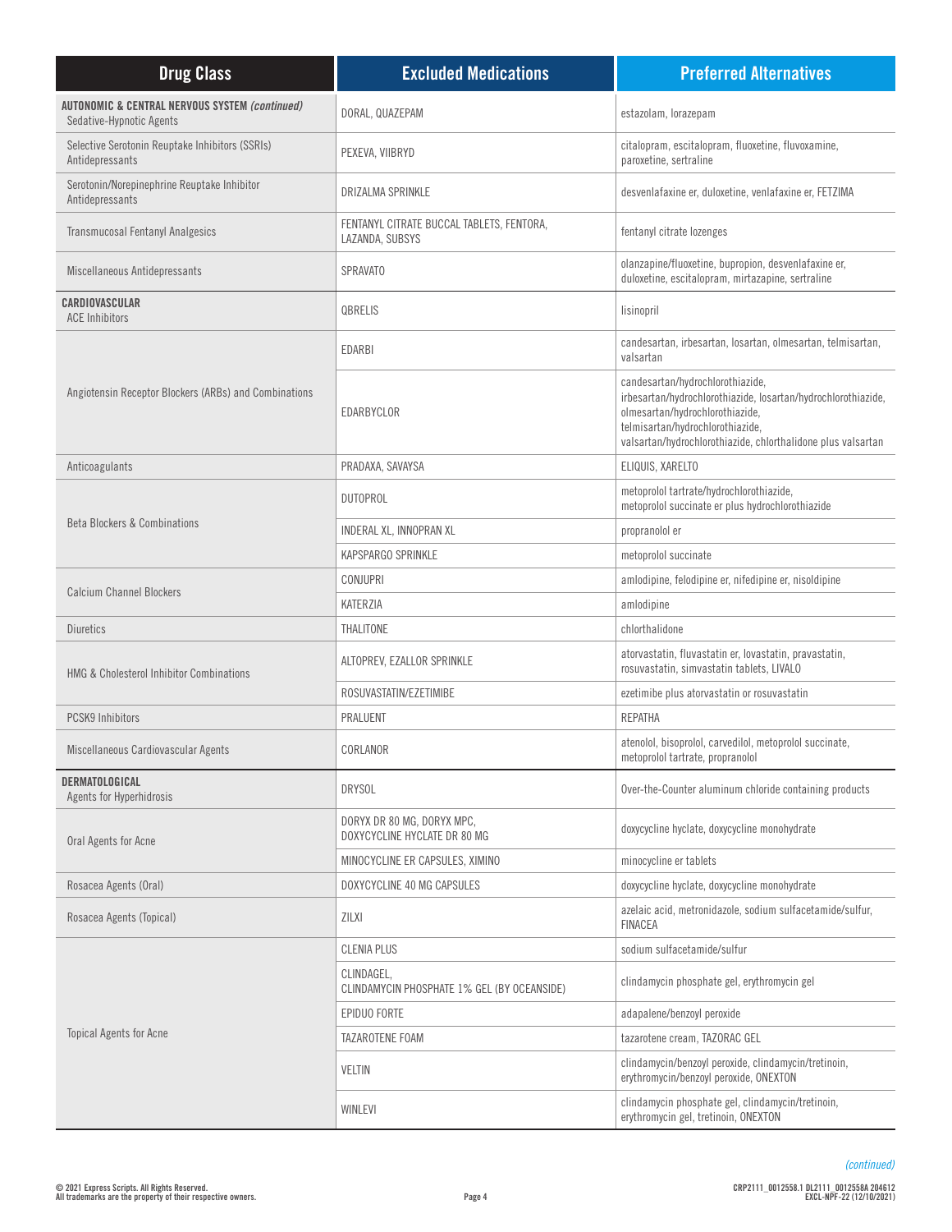| Drug Class | Excluded Medications | Preferred Alternatives |
|---|---|---|
| **AUTONOMIC & CENTRAL NERVOUS SYSTEM** ***(continued)*** Sedative-Hypnotic Agents | DORAL, QUAZEPAM | estazolam, lorazepam |
| Selective Serotonin Reuptake Inhibitors (SSRIs) Antidepressants | PEXEVA, VIIBRYD | citalopram, escitalopram, fluoxetine, fluvoxamine, paroxetine, sertraline |
| Serotonin/Norepinephrine Reuptake Inhibitor Antidepressants | DRIZALMA SPRINKLE | desvenlafaxine er, duloxetine, venlafaxine er, FETZIMA |
| Transmucosal Fentanyl Analgesics | FENTANYL CITRATE BUCCAL TABLETS, FENTORA, LAZANDA, SUBSYS | fentanyl citrate lozenges |
| Miscellaneous Antidepressants | SPRAVATO | olanzapine/fluoxetine, bupropion, desvenlafaxine er, duloxetine, escitalopram, mirtazapine, sertraline |
| **CARDIOVASCULAR** ACE Inhibitors | QBRELIS | lisinopril |
| Angiotensin Receptor Blockers (ARBs) and Combinations | EDARBI | candesartan, irbesartan, losartan, olmesartan, telmisartan, valsartan |
| | EDARBYCLOR | candesartan/hydrochlorothiazide, irbesartan/hydrochlorothiazide, losartan/hydrochlorothiazide, olmesartan/hydrochlorothiazide, telmisartan/hydrochlorothiazide, valsartan/hydrochlorothiazide, chlorthalidone plus valsartan |
| Anticoagulants | PRADAXA, SAVAYSA | ELIQUIS, XARELTO |
| Beta Blockers & Combinations | DUTOPROL | metoprolol tartrate/hydrochlorothiazide, metoprolol succinate er plus hydrochlorothiazide |
| | INDERAL XL, INNOPRAN XL | propranolol er |
| | KAPSPARGO SPRINKLE | metoprolol succinate |
| Calcium Channel Blockers | CONJUPRI | amlodipine, felodipine er, nifedipine er, nisoldipine |
| | KATERZIA | amlodipine |
| Diuretics | THALITONE | chlorthalidone |
| HMG & Cholesterol Inhibitor Combinations | ALTOPREV, EZALLOR SPRINKLE | atorvastatin, fluvastatin er, lovastatin, pravastatin, rosuvastatin, simvastatin tablets, LIVALO |
| | ROSUVASTATIN/EZETIMIBE | ezetimibe plus atorvastatin or rosuvastatin |
| PCSK9 Inhibitors | PRALUENT | REPATHA |
| Miscellaneous Cardiovascular Agents | CORLANOR | atenolol, bisoprolol, carvedilol, metoprolol succinate, metoprolol tartrate, propranolol |
| **DERMATOLOGICAL** Agents for Hyperhidrosis | DRYSOL | Over-the-Counter aluminum chloride containing products |
| Oral Agents for Acne | DORYX DR 80 MG, DORYX MPC, DOXYCYCLINE HYCLATE DR 80 MG | doxycycline hyclate, doxycycline monohydrate |
| | MINOCYCLINE ER CAPSULES, XIMINO | minocycline er tablets |
| Rosacea Agents (Oral) | DOXYCYCLINE 40 MG CAPSULES | doxycycline hyclate, doxycycline monohydrate |
| Rosacea Agents (Topical) | ZILXI | azelaic acid, metronidazole, sodium sulfacetamide/sulfur, FINACEA |
| Topical Agents for Acne | CLENIA PLUS | sodium sulfacetamide/sulfur |
| | CLINDAGEL, CLINDAMYCIN PHOSPHATE 1% GEL (BY OCEANSIDE) | clindamycin phosphate gel, erythromycin gel |
| | EPIDUO FORTE | adapalene/benzoyl peroxide |
| | TAZAROTENE FOAM | tazarotene cream, TAZORAC GEL |
| | VELTIN | clindamycin/benzoyl peroxide, clindamycin/tretinoin, erythromycin/benzoyl peroxide, ONEXTON |
| | WINLEVI | clindamycin phosphate gel, clindamycin/tretinoin, erythromycin gel, tretinoin, ONEXTON |

*(continued)*

© 2021 Express Scripts. All Rights Reserved.
All trademarks are the property of their respective owners.

CRP2111_0012558.1 DL2111_0012558A 204612
EXCL-NPF-22 (12/10/2021)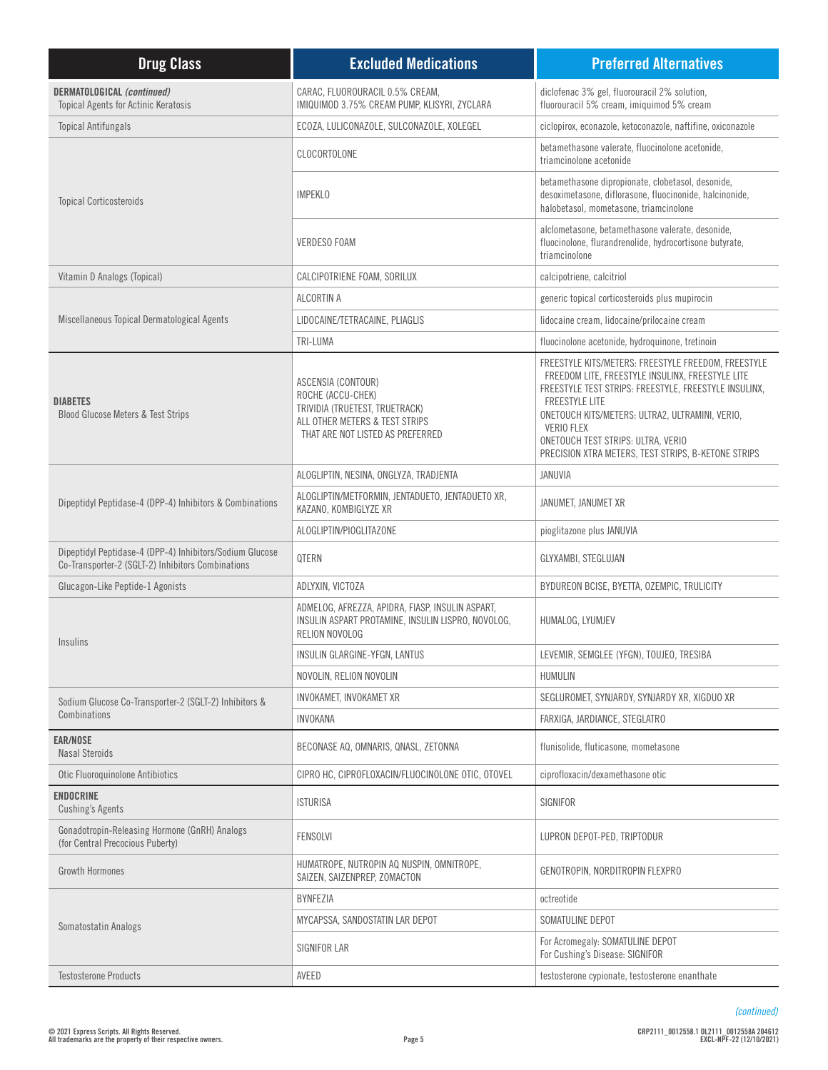| Drug Class | Excluded Medications | Preferred Alternatives |
|---|---|---|
| **DERMATOLOGICAL** *(continued)* Topical Agents for Actinic Keratosis | CARAC, FLUOROURACIL 0.5% CREAM, IMIQUIMOD 3.75% CREAM PUMP, KLISYRI, ZYCLARA | diclofenac 3% gel, fluorouracil 2% solution, fluorouracil 5% cream, imiquimod 5% cream |
| Topical Antifungals | ECOZA, LULICONAZOLE, SULCONAZOLE, XOLEGEL | ciclopirox, econazole, ketoconazole, naftifine, oxiconazole |
| Topical Corticosteroids | CLOCORTOLONE | betamethasone valerate, fluocinolone acetonide, triamcinolone acetonide |
| | IMPEKLO | betamethasone dipropionate, clobetasol, desonide, desoximetasone, diflorasone, fluocinonide, halcinonide, halobetasol, mometasone, triamcinolone |
| | VERDESO FOAM | alclometasone, betamethasone valerate, desonide, fluocinolone, flurandrenolide, hydrocortisone butyrate, triamcinolone |
| Vitamin D Analogs (Topical) | CALCIPOTRIENE FOAM, SORILUX | calcipotriene, calcitriol |
| Miscellaneous Topical Dermatological Agents | ALCORTIN A | generic topical corticosteroids plus mupirocin |
| | LIDOCAINE/TETRACAINE, PLIAGLIS | lidocaine cream, lidocaine/prilocaine cream |
| | TRI-LUMA | fluocinolone acetonide, hydroquinone, tretinoin |
| **DIABETES** Blood Glucose Meters & Test Strips | ASCENSIA (CONTOUR) ROCHE (ACCU-CHEK) TRIVIDIA (TRUETEST, TRUETRACK) ALL OTHER METERS & TEST STRIPS THAT ARE NOT LISTED AS PREFERRED | FREESTYLE KITS/METERS: FREESTYLE FREEDOM, FREESTYLE FREEDOM LITE, FREESTYLE INSULINX, FREESTYLE LITE FREESTYLE TEST STRIPS: FREESTYLE, FREESTYLE INSULINX, FREESTYLE LITE ONETOUCH KITS/METERS: ULTRA2, ULTRAMINI, VERIO, VERIO FLEX ONETOUCH TEST STRIPS: ULTRA, VERIO PRECISION XTRA METERS, TEST STRIPS, B-KETONE STRIPS |
| Dipeptidyl Peptidase-4 (DPP-4) Inhibitors & Combinations | ALOGLIPTIN, NESINA, ONGLYZA, TRADJENTA | JANUVIA |
| | ALOGLIPTIN/METFORMIN, JENTADUETO, JENTADUETO XR, KAZANO, KOMBIGLYZE XR | JANUMET, JANUMET XR |
| | ALOGLIPTIN/PIOGLITAZONE | pioglitazone plus JANUVIA |
| Dipeptidyl Peptidase-4 (DPP-4) Inhibitors/Sodium Glucose Co-Transporter-2 (SGLT-2) Inhibitors Combinations | QTERN | GLYXAMBI, STEGLUJAN |
| Glucagon-Like Peptide-1 Agonists | ADLYXIN, VICTOZA | BYDUREON BCISE, BYETTA, OZEMPIC, TRULICITY |
| Insulins | ADMELOG, AFREZZA, APIDRA, FIASP, INSULIN ASPART, INSULIN ASPART PROTAMINE, INSULIN LISPRO, NOVOLOG, RELION NOVOLOG | HUMALOG, LYUMJEV |
| | INSULIN GLARGINE-YFGN, LANTUS | LEVEMIR, SEMGLEE (YFGN), TOUJEO, TRESIBA |
| | NOVOLIN, RELION NOVOLIN | HUMULIN |
| Sodium Glucose Co-Transporter-2 (SGLT-2) Inhibitors & Combinations | INVOKAMET, INVOKAMET XR | SEGLUROMET, SYNJARDY, SYNJARDY XR, XIGDUO XR |
| | INVOKANA | FARXIGA, JARDIANCE, STEGLATRO |
| **EAR/NOSE** Nasal Steroids | BECONASE AQ, OMNARIS, QNASL, ZETONNA | flunisolide, fluticasone, mometasone |
| Otic Fluoroquinolone Antibiotics | CIPRO HC, CIPROFLOXACIN/FLUOCINOLONE OTIC, OTOVEL | ciprofloxacin/dexamethasone otic |
| **ENDOCRINE** Cushing's Agents | ISTURISA | SIGNIFOR |
| Gonadotropin-Releasing Hormone (GnRH) Analogs (for Central Precocious Puberty) | FENSOLVI | LUPRON DEPOT-PED, TRIPTODUR |
| Growth Hormones | HUMATROPE, NUTROPIN AQ NUSPIN, OMNITROPE, SAIZEN, SAIZENPREP, ZOMACTON | GENOTROPIN, NORDITROPIN FLEXPRO |
| Somatostatin Analogs | BYNFEZIA | octreotide |
| | MYCAPSSA, SANDOSTATIN LAR DEPOT | SOMATULINE DEPOT |
| | SIGNIFOR LAR | For Acromegaly: SOMATULINE DEPOT For Cushing's Disease: SIGNIFOR |
| Testosterone Products | AVEED | testosterone cypionate, testosterone enanthate |

*(continued)*

© 2021 Express Scripts. All Rights Reserved.
All trademarks are the property of their respective owners.

CRP2111_0012558.1 DL2111_0012558A 204612
EXCL-NPF-22 (12/10/2021)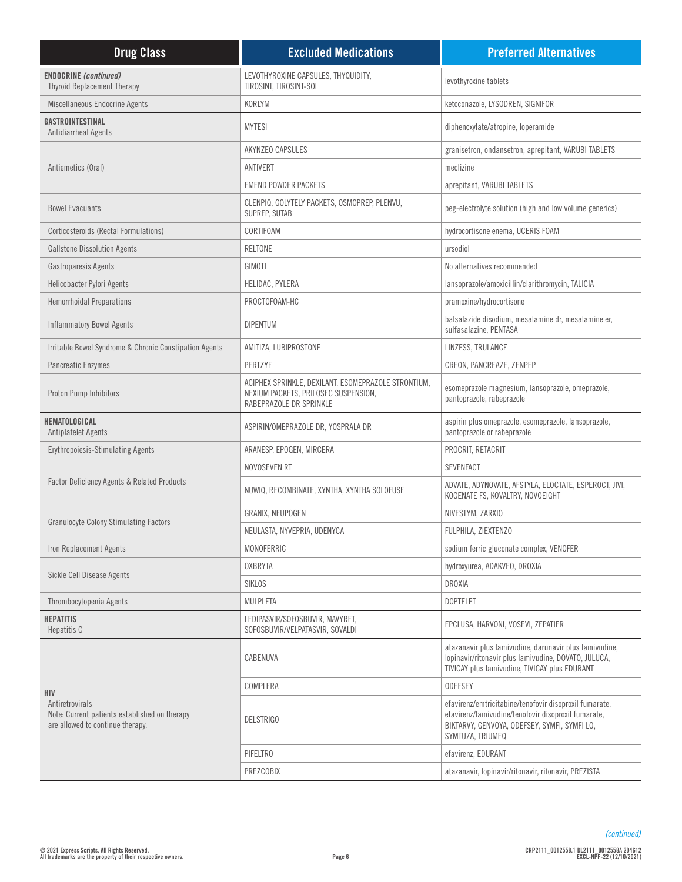| Drug Class | Excluded Medications | Preferred Alternatives |
|---|---|---|
| **ENDOCRINE** ***(continued)*** Thyroid Replacement Therapy | LEVOTHYROXINE CAPSULES, THYQUIDITY, TIROSINT, TIROSINT-SOL | levothyroxine tablets |
| Miscellaneous Endocrine Agents | KORLYM | ketoconazole, LYSODREN, SIGNIFOR |
| **GASTROINTESTINAL** Antidiarrheal Agents | MYTESI | diphenoxylate/atropine, loperamide |
| Antiemetics (Oral) | AKYNZEO CAPSULES | granisetron, ondansetron, aprepitant, VARUBI TABLETS |
| | ANTIVERT | meclizine |
| | EMEND POWDER PACKETS | aprepitant, VARUBI TABLETS |
| Bowel Evacuants | CLENPIQ, GOLYTELY PACKETS, OSMOPREP, PLENVU, SUPREP, SUTAB | peg-electrolyte solution (high and low volume generics) |
| Corticosteroids (Rectal Formulations) | CORTIFOAM | hydrocortisone enema, UCERIS FOAM |
| Gallstone Dissolution Agents | RELTONE | ursodiol |
| Gastroparesis Agents | GIMOTI | No alternatives recommended |
| Helicobacter Pylori Agents | HELIDAC, PYLERA | lansoprazole/amoxicillin/clarithromycin, TALICIA |
| Hemorrhoidal Preparations | PROCTOFOAM-HC | pramoxine/hydrocortisone |
| Inflammatory Bowel Agents | DIPENTUM | balsalazide disodium, mesalamine dr, mesalamine er, sulfasalazine, PENTASA |
| Irritable Bowel Syndrome & Chronic Constipation Agents | AMITIZA, LUBIPROSTONE | LINZESS, TRULANCE |
| Pancreatic Enzymes | PERTZYE | CREON, PANCREAZE, ZENPEP |
| Proton Pump Inhibitors | ACIPHEX SPRINKLE, DEXILANT, ESOMEPRAZOLE STRONTIUM, NEXIUM PACKETS, PRILOSEC SUSPENSION, RABEPRAZOLE DR SPRINKLE | esomeprazole magnesium, lansoprazole, omeprazole, pantoprazole, rabeprazole |
| **HEMATOLOGICAL** Antiplatelet Agents | ASPIRIN/OMEPRAZOLE DR, YOSPRALA DR | aspirin plus omeprazole, esomeprazole, lansoprazole, pantoprazole or rabeprazole |
| Erythropoiesis-Stimulating Agents | ARANESP, EPOGEN, MIRCERA | PROCRIT, RETACRIT |
| Factor Deficiency Agents & Related Products | NOVOSEVEN RT | SEVENFACT |
| | NUWIQ, RECOMBINATE, XYNTHA, XYNTHA SOLOFUSE | ADVATE, ADYNOVATE, AFSTYLA, ELOCTATE, ESPEROCT, JIVI, KOGENATE FS, KOVALTRY, NOVOEIGHT |
| Granulocyte Colony Stimulating Factors | GRANIX, NEUPOGEN | NIVESTYM, ZARXIO |
| | NEULASTA, NYVEPRIA, UDENYCA | FULPHILA, ZIEXTENZO |
| Iron Replacement Agents | MONOFERRIC | sodium ferric gluconate complex, VENOFER |
| Sickle Cell Disease Agents | OXBRYTA | hydroxyurea, ADAKVEO, DROXIA |
| | SIKLOS | DROXIA |
| Thrombocytopenia Agents | MULPLETA | DOPTELET |
| **HEPATITIS** Hepatitis C | LEDIPASVIR/SOFOSBUVIR, MAVYRET, SOFOSBUVIR/VELPATASVIR, SOVALDI | EPCLUSA, HARVONI, VOSEVI, ZEPATIER |
| **HIV** Antiretrovirals Note: Current patients established on therapy are allowed to continue therapy. | CABENUVA | atazanavir plus lamivudine, darunavir plus lamivudine, lopinavir/ritonavir plus lamivudine, DOVATO, JULUCA, TIVICAY plus lamivudine, TIVICAY plus EDURANT |
| | COMPLERA | ODEFSEY |
| | DELSTRIGO | efavirenz/emtricitabine/tenofovir disoproxil fumarate, efavirenz/lamivudine/tenofovir disoproxil fumarate, BIKTARVY, GENVOYA, ODEFSEY, SYMFI, SYMFI LO, SYMTUZA, TRIUMEQ |
| | PIFELTRO | efavirenz, EDURANT |
| | PREZCOBIX | atazanavir, lopinavir/ritonavir, ritonavir, PREZISTA |

*(continued)*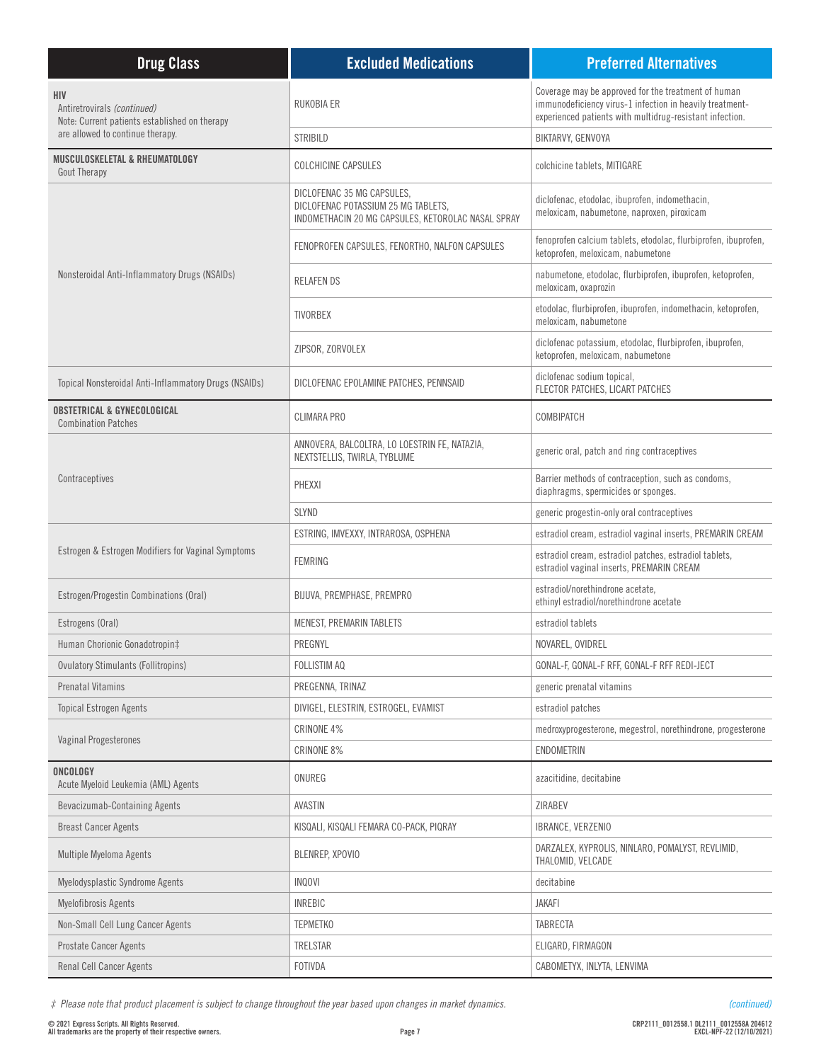| Drug Class | Excluded Medications | Preferred Alternatives |
|---|---|---|
| **HIV** Antiretrovirals *(continued)* Note: Current patients established on therapy are allowed to continue therapy. | RUKOBIA ER | Coverage may be approved for the treatment of human immunodeficiency virus-1 infection in heavily treatment-experienced patients with multidrug-resistant infection. |
| | STRIBILD | BIKTARVY, GENVOYA |
| **MUSCULOSKELETAL & RHEUMATOLOGY** Gout Therapy | COLCHICINE CAPSULES | colchicine tablets, MITIGARE |
| Nonsteroidal Anti-Inflammatory Drugs (NSAIDs) | DICLOFENAC 35 MG CAPSULES, DICLOFENAC POTASSIUM 25 MG TABLETS, INDOMETHACIN 20 MG CAPSULES, KETOROLAC NASAL SPRAY | diclofenac, etodolac, ibuprofen, indomethacin, meloxicam, nabumetone, naproxen, piroxicam |
| | FENOPROFEN CAPSULES, FENORTHO, NALFON CAPSULES | fenoprofen calcium tablets, etodolac, flurbiprofen, ibuprofen, ketoprofen, meloxicam, nabumetone |
| | RELAFEN DS | nabumetone, etodolac, flurbiprofen, ibuprofen, ketoprofen, meloxicam, oxaprozin |
| | TIVORBEX | etodolac, flurbiprofen, ibuprofen, indomethacin, ketoprofen, meloxicam, nabumetone |
| | ZIPSOR, ZORVOLEX | diclofenac potassium, etodolac, flurbiprofen, ibuprofen, ketoprofen, meloxicam, nabumetone |
| Topical Nonsteroidal Anti-Inflammatory Drugs (NSAIDs) | DICLOFENAC EPOLAMINE PATCHES, PENNSAID | diclofenac sodium topical, FLECTOR PATCHES, LICART PATCHES |
| **OBSTETRICAL & GYNECOLOGICAL** Combination Patches | CLIMARA PRO | COMBIPATCH |
| Contraceptives | ANNOVERA, BALCOLTRA, LO LOESTRIN FE, NATAZIA, NEXTSTELLIS, TWIRLA, TYBLUME | generic oral, patch and ring contraceptives |
| | PHEXXI | Barrier methods of contraception, such as condoms, diaphragms, spermicides or sponges. |
| | SLYND | generic progestin-only oral contraceptives |
| Estrogen & Estrogen Modifiers for Vaginal Symptoms | ESTRING, IMVEXXY, INTRAROSA, OSPHENA | estradiol cream, estradiol vaginal inserts, PREMARIN CREAM |
| | FEMRING | estradiol cream, estradiol patches, estradiol tablets, estradiol vaginal inserts, PREMARIN CREAM |
| Estrogen/Progestin Combinations (Oral) | BIJUVA, PREMPHASE, PREMPRO | estradiol/norethindrone acetate, ethinyl estradiol/norethindrone acetate |
| Estrogens (Oral) | MENEST, PREMARIN TABLETS | estradiol tablets |
| Human Chorionic Gonadotropin‡ | PREGNYL | NOVAREL, OVIDREL |
| Ovulatory Stimulants (Follitropins) | FOLLISTIM AQ | GONAL-F, GONAL-F RFF, GONAL-F RFF REDI-JECT |
| Prenatal Vitamins | PREGENNA, TRINAZ | generic prenatal vitamins |
| Topical Estrogen Agents | DIVIGEL, ELESTRIN, ESTROGEL, EVAMIST | estradiol patches |
| Vaginal Progesterones | CRINONE 4% | medroxyprogesterone, megestrol, norethindrone, progesterone |
| | CRINONE 8% | ENDOMETRIN |
| **ONCOLOGY** Acute Myeloid Leukemia (AML) Agents | ONUREG | azacitidine, decitabine |
| Bevacizumab-Containing Agents | AVASTIN | ZIRABEV |
| Breast Cancer Agents | KISQALI, KISQALI FEMARA CO-PACK, PIQRAY | IBRANCE, VERZENIO |
| Multiple Myeloma Agents | BLENREP, XPOVIO | DARZALEX, KYPROLIS, NINLARO, POMALYST, REVLIMID, THALOMID, VELCADE |
| Myelodysplastic Syndrome Agents | INQOVI | decitabine |
| Myelofibrosis Agents | INREBIC | JAKAFI |
| Non-Small Cell Lung Cancer Agents | TEPMETKO | TABRECTA |
| Prostate Cancer Agents | TRELSTAR | ELIGARD, FIRMAGON |
| Renal Cell Cancer Agents | FOTIVDA | CABOMETYX, INLYTA, LENVIMA |

‡ *Please note that product placement is subject to change throughout the year based upon changes in market dynamics.*

*(continued)*

© 2021 Express Scripts. All Rights Reserved.
All trademarks are the property of their respective owners.

CRP2111_0012558.1 DL2111_0012558A 204612
EXCL-NPF-22 (12/10/2021)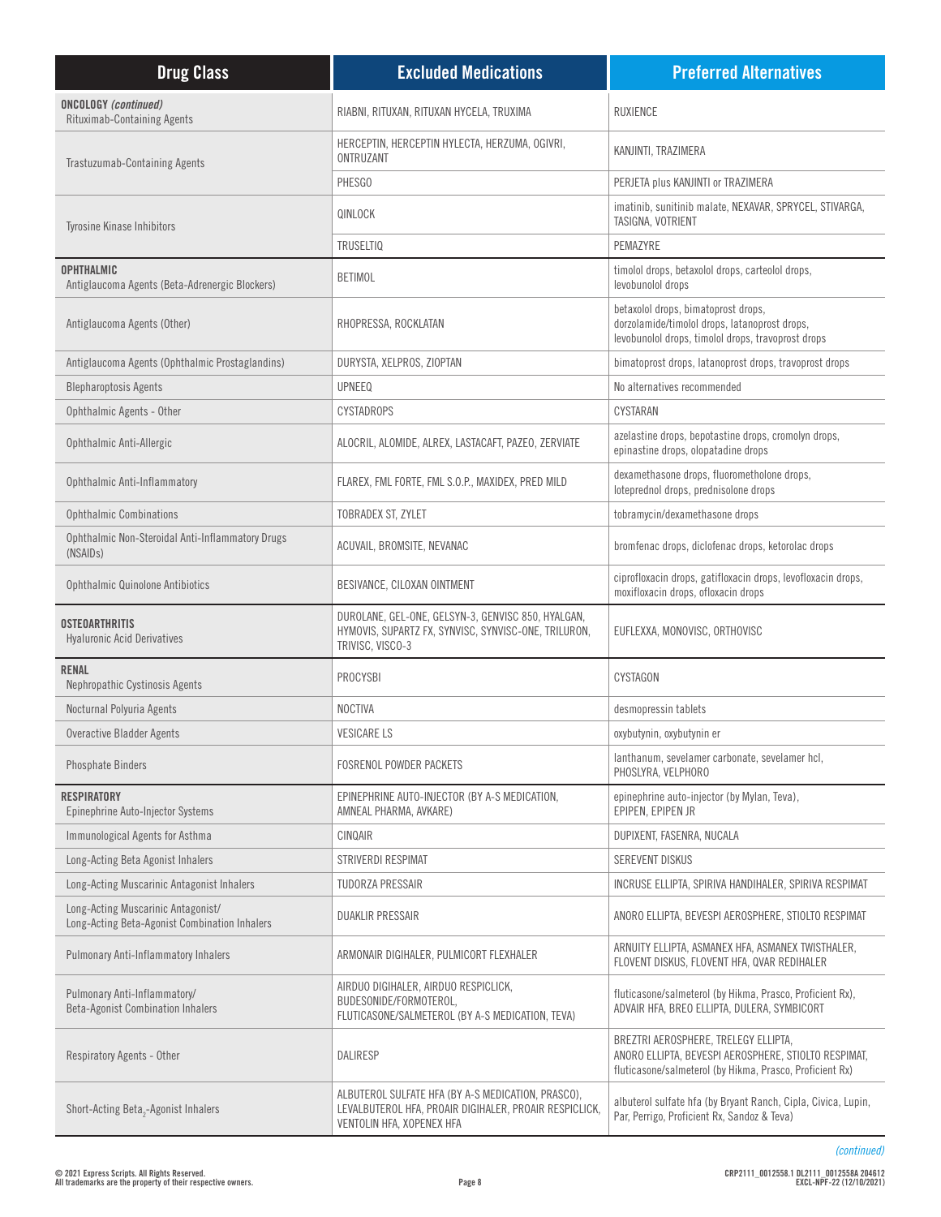| Drug Class | Excluded Medications | Preferred Alternatives |
|---|---|---|
| **ONCOLOGY** *(continued)* Rituximab-Containing Agents | RIABNI, RITUXAN, RITUXAN HYCELA, TRUXIMA | RUXIENCE |
| Trastuzumab-Containing Agents | HERCEPTIN, HERCEPTIN HYLECTA, HERZUMA, OGIVRI, ONTRUZANT | KANJINTI, TRAZIMERA |
| | PHESGO | PERJETA plus KANJINTI or TRAZIMERA |
| Tyrosine Kinase Inhibitors | QINLOCK | imatinib, sunitinib malate, NEXAVAR, SPRYCEL, STIVARGA, TASIGNA, VOTRIENT |
| | TRUSELTIQ | PEMAZYRE |
| **OPHTHALMIC** Antiglaucoma Agents (Beta-Adrenergic Blockers) | BETIMOL | timolol drops, betaxolol drops, carteolol drops, levobunolol drops |
| Antiglaucoma Agents (Other) | RHOPRESSA, ROCKLATAN | betaxolol drops, bimatoprost drops, dorzolamide/timolol drops, latanoprost drops, levobunolol drops, timolol drops, travoprost drops |
| Antiglaucoma Agents (Ophthalmic Prostaglandins) | DURYSTA, XELPROS, ZIOPTAN | bimatoprost drops, latanoprost drops, travoprost drops |
| Blepharoptosis Agents | UPNEEQ | No alternatives recommended |
| Ophthalmic Agents - Other | CYSTADROPS | CYSTARAN |
| Ophthalmic Anti-Allergic | ALOCRIL, ALOMIDE, ALREX, LASTACAFT, PAZEO, ZERVIATE | azelastine drops, bepotastine drops, cromolyn drops, epinastine drops, olopatadine drops |
| Ophthalmic Anti-Inflammatory | FLAREX, FML FORTE, FML S.O.P., MAXIDEX, PRED MILD | dexamethasone drops, fluorometholone drops, loteprednol drops, prednisolone drops |
| Ophthalmic Combinations | TOBRADEX ST, ZYLET | tobramycin/dexamethasone drops |
| Ophthalmic Non-Steroidal Anti-Inflammatory Drugs (NSAIDs) | ACUVAIL, BROMSITE, NEVANAC | bromfenac drops, diclofenac drops, ketorolac drops |
| Ophthalmic Quinolone Antibiotics | BESIVANCE, CILOXAN OINTMENT | ciprofloxacin drops, gatifloxacin drops, levofloxacin drops, moxifloxacin drops, ofloxacin drops |
| **OSTEOARTHRITIS** Hyaluronic Acid Derivatives | DUROLANE, GEL-ONE, GELSYN-3, GENVISC 850, HYALGAN, HYMOVIS, SUPARTZ FX, SYNVISC, SYNVISC-ONE, TRILURON, TRIVISC, VISCO-3 | EUFLEXXA, MONOVISC, ORTHOVISC |
| **RENAL** Nephropathic Cystinosis Agents | PROCYSBI | CYSTAGON |
| Nocturnal Polyuria Agents | NOCTIVA | desmopressin tablets |
| Overactive Bladder Agents | VESICARE LS | oxybutynin, oxybutynin er |
| Phosphate Binders | FOSRENOL POWDER PACKETS | lanthanum, sevelamer carbonate, sevelamer hcl, PHOSLYRA, VELPHORO |
| **RESPIRATORY** Epinephrine Auto-Injector Systems | EPINEPHRINE AUTO-INJECTOR (BY A-S MEDICATION, AMNEAL PHARMA, AVKARE) | epinephrine auto-injector (by Mylan, Teva), EPIPEN, EPIPEN JR |
| Immunological Agents for Asthma | CINQAIR | DUPIXENT, FASENRA, NUCALA |
| Long-Acting Beta Agonist Inhalers | STRIVERDI RESPIMAT | SEREVENT DISKUS |
| Long-Acting Muscarinic Antagonist Inhalers | TUDORZA PRESSAIR | INCRUSE ELLIPTA, SPIRIVA HANDIHALER, SPIRIVA RESPIMAT |
| Long-Acting Muscarinic Antagonist/ Long-Acting Beta-Agonist Combination Inhalers | DUAKLIR PRESSAIR | ANORO ELLIPTA, BEVESPI AEROSPHERE, STIOLTO RESPIMAT |
| Pulmonary Anti-Inflammatory Inhalers | ARMONAIR DIGIHALER, PULMICORT FLEXHALER | ARNUITY ELLIPTA, ASMANEX HFA, ASMANEX TWISTHALER, FLOVENT DISKUS, FLOVENT HFA, QVAR REDIHALER |
| Pulmonary Anti-Inflammatory/ Beta-Agonist Combination Inhalers | AIRDUO DIGIHALER, AIRDUO RESPICLICK, BUDESONIDE/FORMOTEROL, FLUTICASONE/SALMETEROL (BY A-S MEDICATION, TEVA) | fluticasone/salmeterol (by Hikma, Prasco, Proficient Rx), ADVAIR HFA, BREO ELLIPTA, DULERA, SYMBICORT |
| Respiratory Agents - Other | DALIRESP | BREZTRI AEROSPHERE, TRELEGY ELLIPTA, ANORO ELLIPTA, BEVESPI AEROSPHERE, STIOLTO RESPIMAT, fluticasone/salmeterol (by Hikma, Prasco, Proficient Rx) |
| Short-Acting Beta$_2$-Agonist Inhalers | ALBUTEROL SULFATE HFA (BY A-S MEDICATION, PRASCO), LEVALBUTEROL HFA, PROAIR DIGIHALER, PROAIR RESPICLICK, VENTOLIN HFA, XOPENEX HFA | albuterol sulfate hfa (by Bryant Ranch, Cipla, Civica, Lupin, Par, Perrigo, Proficient Rx, Sandoz & Teva) |

*(continued)*

© 2021 Express Scripts. All Rights Reserved.
All trademarks are the property of their respective owners.

CRP2111_0012558.1 DL2111_0012558A 204612
EXCL-NPF-22 (12/10/2021)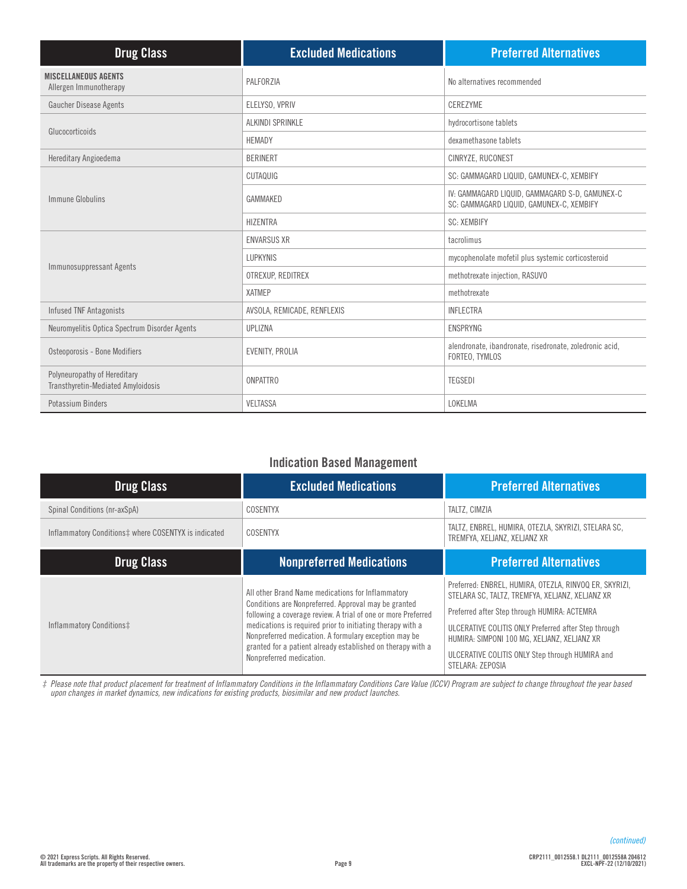| Drug Class | Excluded Medications | Preferred Alternatives |
| --- | --- | --- |
| **MISCELLANEOUS AGENTS** Allergen Immunotherapy | PALFORZIA | No alternatives recommended |
| Gaucher Disease Agents | ELELYSO, VPRIV | CEREZYME |
| Glucocorticoids | ALKINDI SPRINKLE | hydrocortisone tablets |
| | HEMADY | dexamethasone tablets |
| Hereditary Angioedema | BERINERT | CINRYZE, RUCONEST |
| Immune Globulins | CUTAQUIG | SC: GAMMAGARD LIQUID, GAMUNEX-C, XEMBIFY |
| | GAMMAKED | IV: GAMMAGARD LIQUID, GAMMAGARD S-D, GAMUNEX-C SC: GAMMAGARD LIQUID, GAMUNEX-C, XEMBIFY |
| | HIZENTRA | SC: XEMBIFY |
| Immunosuppressant Agents | ENVARSUS XR | tacrolimus |
| | LUPKYNIS | mycophenolate mofetil plus systemic corticosteroid |
| | OTREXUP, REDITREX | methotrexate injection, RASUVO |
| | XATMEP | methotrexate |
| Infused TNF Antagonists | AVSOLA, REMICADE, RENFLEXIS | INFLECTRA |
| Neuromyelitis Optica Spectrum Disorder Agents | UPLIZNA | ENSPRYNG |
| Osteoporosis - Bone Modifiers | EVENITY, PROLIA | alendronate, ibandronate, risedronate, zoledronic acid, FORTEO, TYMLOS |
| Polyneuropathy of Hereditary Transthyretin-Mediated Amyloidosis | ONPATTRO | TEGSEDI |
| Potassium Binders | VELTASSA | LOKELMA |

## Indication Based Management

| Drug Class | Excluded Medications | Preferred Alternatives |
| --- | --- | --- |
| Spinal Conditions (nr-axSpA) | COSENTYX | TALTZ, CIMZIA |
| Inflammatory Conditions‡ where COSENTYX is indicated | COSENTYX | TALTZ, ENBREL, HUMIRA, OTEZLA, SKYRIZI, STELARA SC, TREMFYA, XELJANZ, XELJANZ XR |

| Drug Class | Nonpreferred Medications | Preferred Alternatives |
| --- | --- | --- |
| Inflammatory Conditions‡ | All other Brand Name medications for Inflammatory Conditions are Nonpreferred. Approval may be granted following a coverage review. A trial of one or more Preferred medications is required prior to initiating therapy with a Nonpreferred medication. A formulary exception may be granted for a patient already established on therapy with a Nonpreferred medication. | Preferred: ENBREL, HUMIRA, OTEZLA, RINVOQ ER, SKYRIZI, STELARA SC, TALTZ, TREMFYA, XELJANZ, XELJANZ XR<br>Preferred after Step through HUMIRA: ACTEMRA<br>ULCERATIVE COLITIS ONLY Preferred after Step through HUMIRA: SIMPONI 100 MG, XELJANZ, XELJANZ XR<br>ULCERATIVE COLITIS ONLY Step through HUMIRA and STELARA: ZEPOSIA |

*‡ Please note that product placement for treatment of Inflammatory Conditions in the Inflammatory Conditions Care Value (ICCV) Program are subject to change throughout the year based upon changes in market dynamics, new indications for existing products, biosimilar and new product launches.*

*(continued)*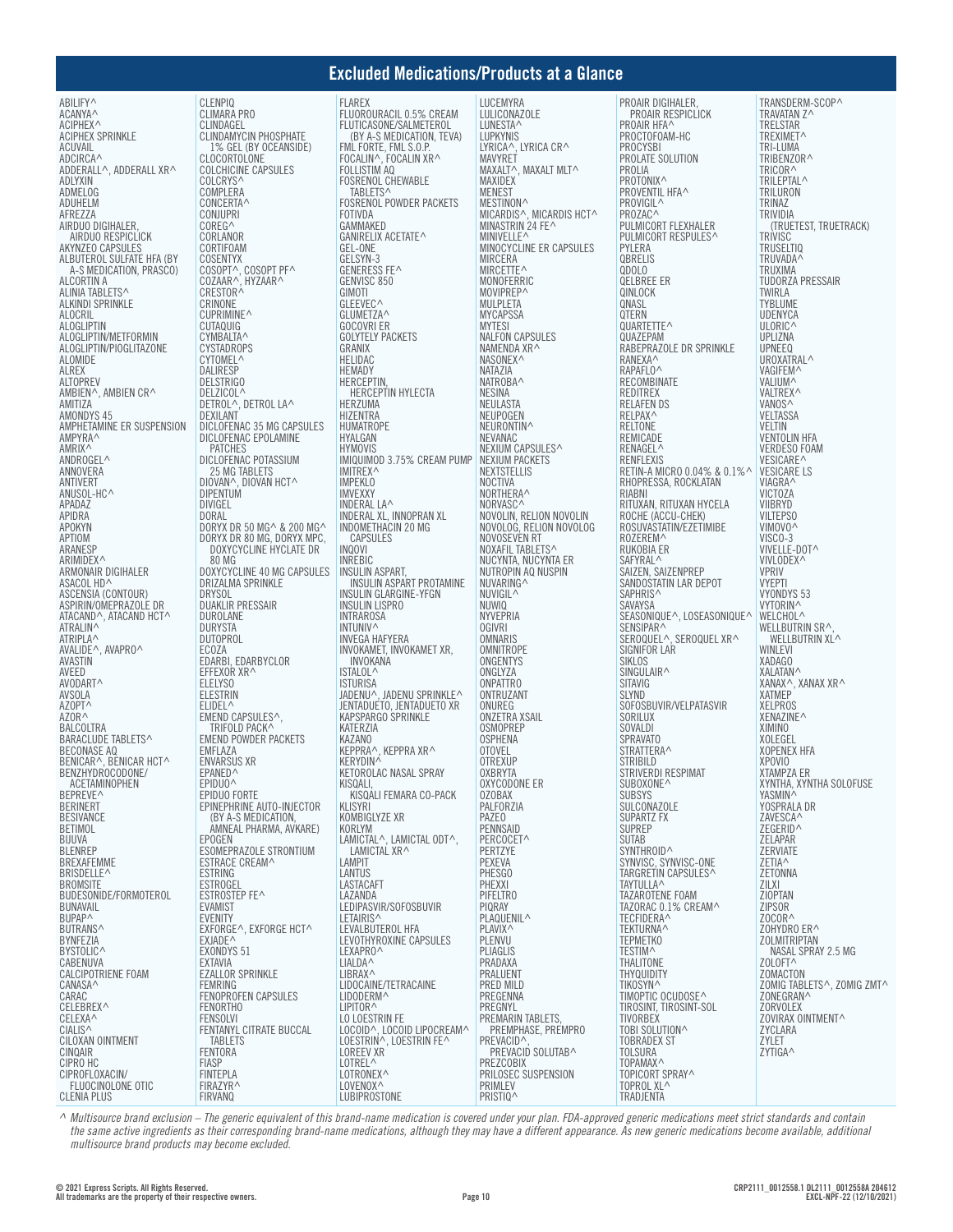## Excluded Medications/Products at a Glance

ABILIFY^
ACANYA^
ACIPHEX^
ACIPHEX SPRINKLE
ACUVAIL
ADCIRCA^
ADDERALL^, ADDERALL XR^
ADLYXIN
ADMELOG
ADUHELM
AFREZZA
AIRDUO DIGIHALER, AIRDUO RESPICLICK
AKYNZEO CAPSULES
ALBUTEROL SULFATE HFA (BY A-S MEDICATION, PRASCO)
ALCORTIN A
ALINIA TABLETS^
ALKINDI SPRINKLE
ALOCRIL
ALOGLIPTIN
ALOGLIPTIN/METFORMIN
ALOGLIPTIN/PIOGLITAZONE
ALOMIDE
ALREX
ALTOPREV
AMBIEN^, AMBIEN CR^
AMITIZA
AMONDYS 45
AMPHETAMINE ER SUSPENSION
AMPYRA^
AMRIX^
ANDROGEL^
ANNOVERA
ANTIVERT
ANUSOL-HC^
APADAZ
APIDRA
APOKYN
APTIOM
ARANESP
ARIMIDEX^
ARMONAIR DIGIHALER
ASACOL HD^
ASCENSIA (CONTOUR)
ASPIRIN/OMEPRAZOLE DR
ATACAND^, ATACAND HCT^
ATRALIN^
ATRIPLA^
AVALIDE^, AVAPRO^
AVASTIN
AVEED
AVODART^
AVSOLA
AZOPT^
AZOR^
BALCOLTRA
BARACLUDE TABLETS^
BECONASE AQ
BENICAR^, BENICAR HCT^
BENZHYDROCODONE/ ACETAMINOPHEN
BEPREVE^
BERINERT
BESIVANCE
BETIMOL
BIJUVA
BLENREP
BREXAFEMME
BRISDELLE^
BROMSITE
BUDESONIDE/FORMOTEROL
BUNAVAIL
BUPAP^
BUTRANS^
BYNFEZIA
BYSTOLIC^
CABENUVA
CALCIPOTRIENE FOAM
CANASA^
CARAC
CELEBREX^
CELEXA^
CIALIS^
CILOXAN OINTMENT
CINQAIR
CIPRO HC
CIPROFLOXACIN/ FLUOCINOLONE OTIC
CLENIA PLUS
CLENPIQ
CLIMARA PRO
CLINDAGEL
CLINDAMYCIN PHOSPHATE 1% GEL (BY OCEANSIDE)
CLOCORTOLONE
COLCHICINE CAPSULES
COLCRYS^
COMPLERA
CONCERTA^
CONJUPRI
COREG^
CORLANOR
CORTIFOAM
COSENTYX
COSOPT^, COSOPT PF^
COZAAR^, HYZAAR^
CRESTOR^
CRINONE
CUPRIMINE^
CUTAQUIG
CYMBALTA^
CYSTADROPS
CYTOMEL^
DALIRESP
DELSTRIGO
DELZICOL^
DETROL^, DETROL LA^
DEXILANT
DICLOFENAC 35 MG CAPSULES
DICLOFENAC EPOLAMINE PATCHES
DICLOFENAC POTASSIUM 25 MG TABLETS
DIOVAN^, DIOVAN HCT^
DIPENTUM
DIVIGEL
DORAL
DORYX DR 50 MG^ & 200 MG^
DORYX DR 80 MG, DORYX MPC, DOXYCYCLINE HYCLATE DR 80 MG
DOXYCYCLINE 40 MG CAPSULES
DRIZALMA SPRINKLE
DRYSOL
DUAKLIR PRESSAIR
DUROLANE
DURYSTA
DUTOPROL
ECOZA
EDARBI, EDARBYCLOR
EFFEXOR XR^
ELELYSO
ELESTRIN
ELIDEL^
EMEND CAPSULES^, TRIFOLD PACK^
EMEND POWDER PACKETS
EMFLAZA
ENVARSUS XR
EPANED^
EPIDUO^
EPIDUO FORTE
EPINEPHRINE AUTO-INJECTOR (BY A-S MEDICATION, AMNEAL PHARMA, AVKARE)
EPOGEN
ESOMEPRAZOLE STRONTIUM
ESTRACE CREAM^
ESTRING
ESTROGEL
ESTROSTEP FE^
EVAMIST
EVENITY
EXFORGE^, EXFORGE HCT^
EXJADE^
EXONDYS 51
EXTAVIA
EZALLOR SPRINKLE
FEMRING
FENOPROFEN CAPSULES
FENORTHO
FENSOLVI
FENTANYL CITRATE BUCCAL TABLETS
FENTORA
FIASP
FINTEPLA
FIRAZYR^
FIRVANQ
FLAREX
FLUOROURACIL 0.5% CREAM
FLUTICASONE/SALMETEROL (BY A-S MEDICATION, TEVA)
FML FORTE, FML S.O.P.
FOCALIN^, FOCALIN XR^
FOLLISTIM AQ
FOSRENOL CHEWABLE TABLETS^
FOSRENOL POWDER PACKETS
FOTIVDA
GAMMAKED
GANIRELIX ACETATE^
GEL-ONE
GELSYN-3
GENERESS FE^
GENVISC 850
GIMOTI
GLEEVEC^
GLUMETZA^
GOCOVRI ER
GOLYTELY PACKETS
GRANIX
HELIDAC
HEMADY
HERCEPTIN, HERCEPTIN HYLECTA
HERZUMA
HIZENTRA
HUMATROPE
HYALGAN
HYMOVIS
IMIQUIMOD 3.75% CREAM PUMP
IMITREX^
IMPEKLO
IMVEXXY
INDERAL LA^
INDERAL XL, INNOPRAN XL
INDOMETHACIN 20 MG CAPSULES
INQOVI
INREBIC
INSULIN ASPART, INSULIN ASPART PROTAMINE
INSULIN GLARGINE-YFGN
INSULIN LISPRO
INTRAROSA
INTUNIV^
INVEGA HAFYERA
INVOKAMET, INVOKAMET XR, INVOKANA
ISTALOL^
ISTURISA
JADENU^, JADENU SPRINKLE^
JENTADUETO, JENTADUETO XR
KAPSPARGO SPRINKLE
KATERZIA
KAZANO
KEPPRA^, KEPPRA XR^
KERYDIN^
KETOROLAC NASAL SPRAY
KISQALI, KISQALI FEMARA CO-PACK
KLISYRI
KOMBIGLYZE XR
KORLYM
LAMICTAL^, LAMICTAL ODT^, LAMICTAL XR^
LAMPIT
LANTUS
LASTACAFT
LAZANDA
LEDIPASVIR/SOFOSBUVIR
LETAIRIS^
LEVALBUTEROL HFA
LEVOTHYROXINE CAPSULES
LEXAPRO^
LIALDA^
LIBRAX^
LIDOCAINE/TETRACAINE
LIDODERM^
LIPITOR^
LO LOESTRIN FE
LOCOID^, LOCOID LIPOCREAM^
LOESTRIN^, LOESTRIN FE^
LOREEV XR
LOTREL^
LOTRONEX^
LOVENOX^
LUBIPROSTONE
LUCEMYRA
LULICONAZOLE
LUNESTA^
LUPKYNIS
LYRICA^, LYRICA CR^
MAVYRET
MAXALT^, MAXALT MLT^
MAXIDEX
MENEST
MESTINON^
MICARDIS^, MICARDIS HCT^
MINASTRIN 24 FE^
MINIVELLE^
MINOCYCLINE ER CAPSULES
MIRCERA
MIRCETTE^
MONOFERRIC
MOVIPREP^
MULPLETA
MYCAPSSA
MYTESI
NALFON CAPSULES
NAMENDA XR^
NASONEX^
NATAZIA
NATROBA^
NESINA
NEULASTA
NEUPOGEN
NEURONTIN^
NEVANAC
NEXIUM CAPSULES^
NEXIUM PACKETS
NEXTSTELLIS
NOCTIVA
NORTHERA^
NORVASC^
NOVOLIN, RELION NOVOLIN
NOVOLOG, RELION NOVOLOG
NOVOSEVEN RT
NOXAFIL TABLETS^
NUCYNTA, NUCYNTA ER
NUTROPIN AQ NUSPIN
NUVARING^
NUVIGIL^
NUWIQ
NYVEPRIA
OGIVRI
OMNARIS
OMNITROPE
ONGENTYS
ONGLYZA
ONPATTRO
ONTRUZANT
ONUREG
ONZETRA XSAIL
OSMOPREP
OSPHENA
OTOVEL
OTREXUP
OXBRYTA
OXYCODONE ER
OZOBAX
PALFORZIA
PAZEO
PENNSAID
PERCOCET^
PERTZYE
PEXEVA
PHESGO
PHEXXI
PIFELTRO
PIQRAY
PLAQUENIL^
PLAVIX^
PLENVU
PLIAGLIS
PRADAXA
PRALUENT
PRED MILD
PREGENNA
PREGNYL
PREMARIN TABLETS, PREMPHASE, PREMPRO
PREVACID^, PREVACID SOLUTAB^
PREZCOBIX
PRILOSEC SUSPENSION
PRIMLEV
PRISTIQ^
PROAIR DIGIHALER, PROAIR RESPICLICK
PROAIR HFA^
PROCTOFOAM-HC
PROCYSBI
PROLATE SOLUTION
PROLIA
PROTONIX^
PROVENTIL HFA^
PROVIGIL^
PROZAC^
PULMICORT FLEXHALER
PULMICORT RESPULES^
PYLERA
QBRELIS
QDOLO
QELBREE ER
QINLOCK
QNASL
QTERN
QUARTETTE^
QUAZEPAM
RABEPRAZOLE DR SPRINKLE
RANEXA^
RAPAFLO^
RECOMBINATE
REDITREX
RELAFEN DS
RELPAX^
RELTONE
REMICADE
RENAGEL^
RENFLEXIS
RETIN-A MICRO 0.04% & 0.1%^
RHOPRESSA, ROCKLATAN
RIABNI
RITUXAN, RITUXAN HYCELA
ROCHE (ACCU-CHEK)
ROSUVASTATIN/EZETIMIBE
ROZEREM^
RUKOBIA ER
SAFYRAL^
SAIZEN, SAIZENPREP
SANDOSTATIN LAR DEPOT
SAPHRIS^
SAVAYSA
SEASONIQUE^, LOSEASONIQUE^
SENSIPAR^
SEROQUEL^, SEROQUEL XR^
SIGNIFOR LAR
SIKLOS
SINGULAIR^
SITAVIG
SLYND
SOFOSBUVIR/VELPATASVIR
SORILUX
SOVALDI
SPRAVATO
STRATTERA^
STRIBILD
STRIVERDI RESPIMAT
SUBOXONE^
SUBSYS
SULCONAZOLE
SUPARTZ FX
SUPREP
SUTAB
SYNTHROID^
SYNVISC, SYNVISC-ONE
TARGRETIN CAPSULES^
TAYTULLA^
TAZAROTENE FOAM
TAZORAC 0.1% CREAM^
TECFIDERA^
TEKTURNA^
TEPMETKO
TESTIM^
THALITONE
THYQUIDITY
TIKOSYN^
TIMOPTIC OCUDOSE^
TIROSINT, TIROSINT-SOL
TIVORBEX
TOBI SOLUTION^
TOBRADEX ST
TOLSURA
TOPAMAX^
TOPICORT SPRAY^
TOPROL XL^
TRADJENTA
TRANSDERM-SCOP^
TRAVATAN Z^
TRELSTAR
TREXIMET^
TRI-LUMA
TRIBENZOR^
TRICOR^
TRILEPTAL^
TRILURON
TRINAZ
TRIVIDIA (TRUETEST, TRUETRACK)
TRIVISC
TRUSELTIQ
TRUVADA^
TRUXIMA
TUDORZA PRESSAIR
TWIRLA
TYBLUME
UDENYCA
ULORIC^
UPLIZNA
UPNEEQ
UROXATRAL^
VAGIFEM^
VALIUM^
VALTREX^
VANOS^
VELTASSA
VELTIN
VENTOLIN HFA
VERDESO FOAM
VESICARE^
VESICARE LS
VIAGRA^
VICTOZA
VIIBRYD
VILTEPSO
VIMOVO^
VISCO-3
VIVELLE-DOT^
VIVLODEX^
VPRIV
VYEPTI
VYONDYS 53
VYTORIN^
WELCHOL^
WELLBUTRIN SR^, WELLBUTRIN XL^
WINLEVI
XADAGO
XALATAN^
XANAX^, XANAX XR^
XATMEP
XELPROS
XENAZINE^
XIMINO
XOLEGEL
XOPENEX HFA
XPOVIO
XTAMPZA ER
XYNTHA, XYNTHA SOLOFUSE
YASMIN^
YOSPRALA DR
ZAVESCA^
ZEGERID^
ZELAPAR
ZERVIATE
ZETIA^
ZETONNA
ZILXI
ZIOPTAN
ZIPSOR
ZOCOR^
ZOHYDRO ER^
ZOLMITRIPTAN NASAL SPRAY 2.5 MG
ZOLOFT^
ZOMACTON
ZOMIG TABLETS^, ZOMIG ZMT^
ZONEGRAN^
ZORVOLEX
ZOVIRAX OINTMENT^
ZYCLARA
ZYLET
ZYTIGA^

*^ Multisource brand exclusion – The generic equivalent of this brand-name medication is covered under your plan. FDA-approved generic medications meet strict standards and contain the same active ingredients as their corresponding brand-name medications, although they may have a different appearance. As new generic medications become available, additional multisource brand products may become excluded.*

© 2021 Express Scripts. All Rights Reserved.
All trademarks are the property of their respective owners.

CRP2111_0012558.1 DL2111_0012558A 204612
EXCL-NPF-22 (12/10/2021)